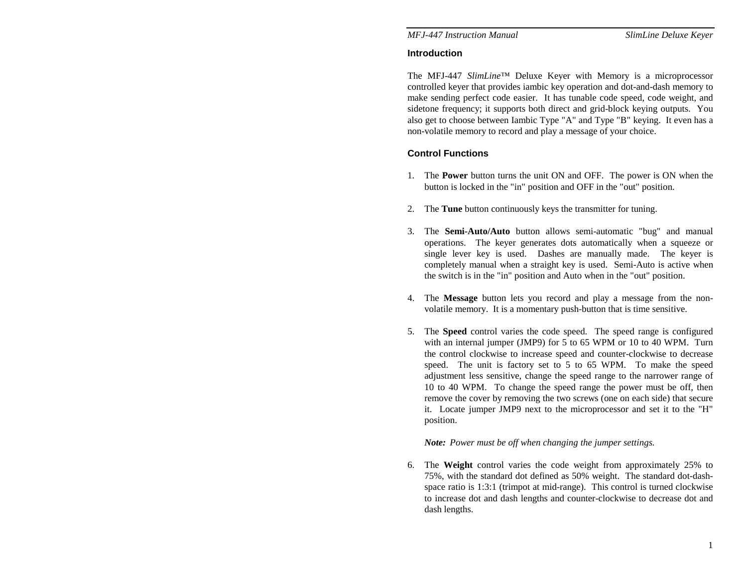## Introduction

The MFJ-447 *SlimLine*™ Deluxe Keyer with Memory is a microprocessor controlled keyer that provides iambic key operation and dot-and-dash memory to make sending perfect code easier. It has tunable code speed, code weight, and sidetone frequency; it supports both direct and grid-block keying outputs. You also get to choose between Iambic Type "A" and Type "B" keying. It even has a non-volatile memory to record and play a message of your choice.

## Control Functions

1. The **Power** button turns the unit ON and OFF. The power is ON when the button is locked in the "in" position and OFF in the "out" position.

2. The **Tune** button continuously keys the transmitter for tuning.

3. The **Semi-Auto/Auto** button allows semi-automatic "bug" and manual operations. The keyer generates dots automatically when a squeeze or single lever key is used. Dashes are manually made. The keyer is completely manual when a straight key is used. Semi-Auto is active when the switch is in the "in" position and Auto when in the "out" position.

4. The **Message** button lets you record and play a message from the non-volatile memory. It is a momentary push-button that is time sensitive.

5. The **Speed** control varies the code speed. The speed range is configured with an internal jumper (JMP9) for 5 to 65 WPM or 10 to 40 WPM. Turn the control clockwise to increase speed and counter-clockwise to decrease speed. The unit is factory set to 5 to 65 WPM. To make the speed adjustment less sensitive, change the speed range to the narrower range of 10 to 40 WPM. To change the speed range the power must be off, then remove the cover by removing the two screws (one on each side) that secure it. Locate jumper JMP9 next to the microprocessor and set it to the "H" position.

   ***Note:*** *Power must be off when changing the jumper settings.*

6. The **Weight** control varies the code weight from approximately 25% to 75%, with the standard dot defined as 50% weight. The standard dot-dash-space ratio is 1:3:1 (trimpot at mid-range). This control is turned clockwise to increase dot and dash lengths and counter-clockwise to decrease dot and dash lengths.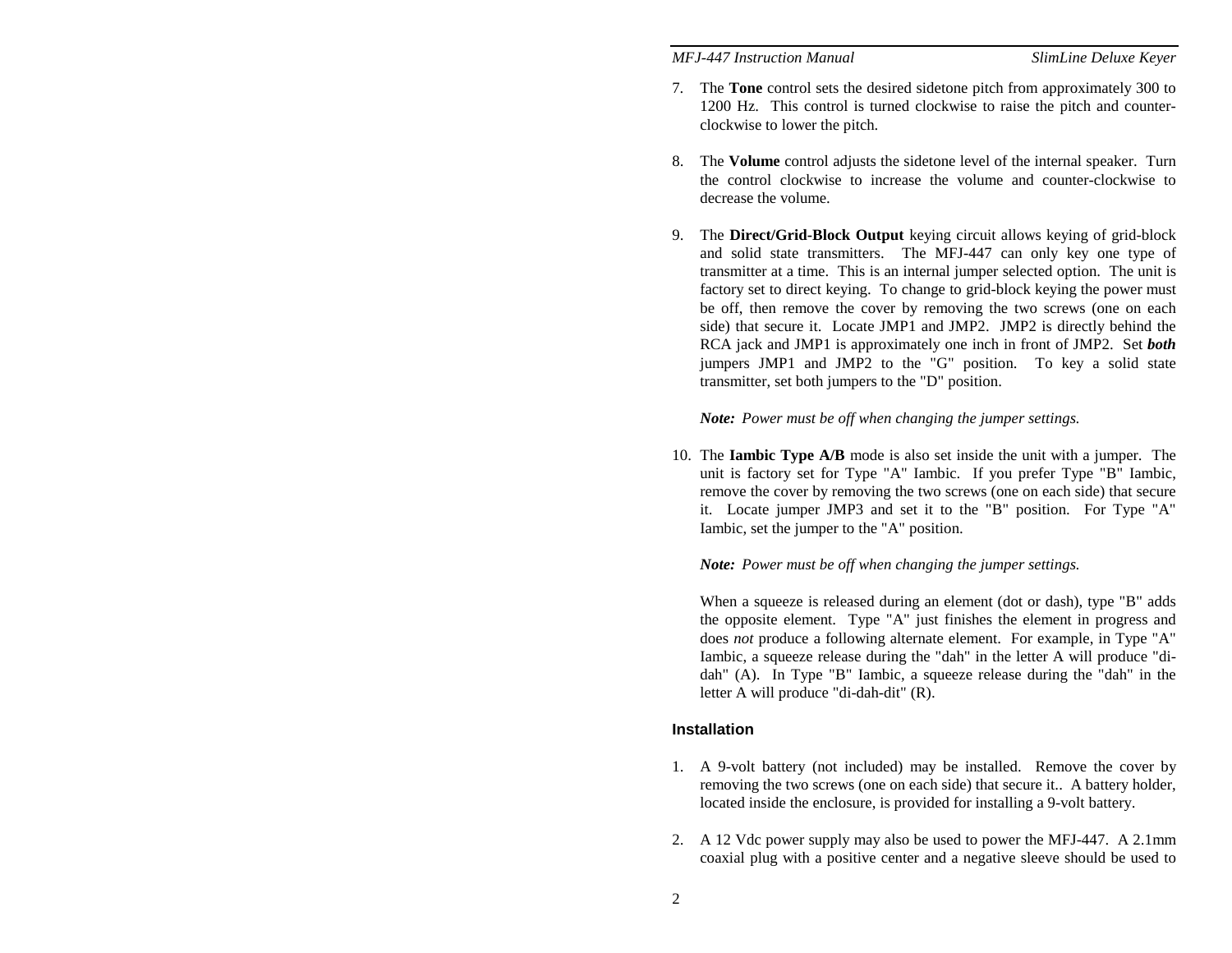7. The **Tone** control sets the desired sidetone pitch from approximately 300 to 1200 Hz. This control is turned clockwise to raise the pitch and counter-clockwise to lower the pitch.

8. The **Volume** control adjusts the sidetone level of the internal speaker. Turn the control clockwise to increase the volume and counter-clockwise to decrease the volume.

9. The **Direct/Grid-Block Output** keying circuit allows keying of grid-block and solid state transmitters. The MFJ-447 can only key one type of transmitter at a time. This is an internal jumper selected option. The unit is factory set to direct keying. To change to grid-block keying the power must be off, then remove the cover by removing the two screws (one on each side) that secure it. Locate JMP1 and JMP2. JMP2 is directly behind the RCA jack and JMP1 is approximately one inch in front of JMP2. Set ***both*** jumpers JMP1 and JMP2 to the "G" position. To key a solid state transmitter, set both jumpers to the "D" position.

   ***Note:*** *Power must be off when changing the jumper settings.*

10. The **Iambic Type A/B** mode is also set inside the unit with a jumper. The unit is factory set for Type "A" Iambic. If you prefer Type "B" Iambic, remove the cover by removing the two screws (one on each side) that secure it. Locate jumper JMP3 and set it to the "B" position. For Type "A" Iambic, set the jumper to the "A" position.

    ***Note:*** *Power must be off when changing the jumper settings.*

    When a squeeze is released during an element (dot or dash), type "B" adds the opposite element. Type "A" just finishes the element in progress and does *not* produce a following alternate element. For example, in Type "A" Iambic, a squeeze release during the "dah" in the letter A will produce "di-dah" (A). In Type "B" Iambic, a squeeze release during the "dah" in the letter A will produce "di-dah-dit" (R).

## Installation

1. A 9-volt battery (not included) may be installed. Remove the cover by removing the two screws (one on each side) that secure it.. A battery holder, located inside the enclosure, is provided for installing a 9-volt battery.

2. A 12 Vdc power supply may also be used to power the MFJ-447. A 2.1mm coaxial plug with a positive center and a negative sleeve should be used to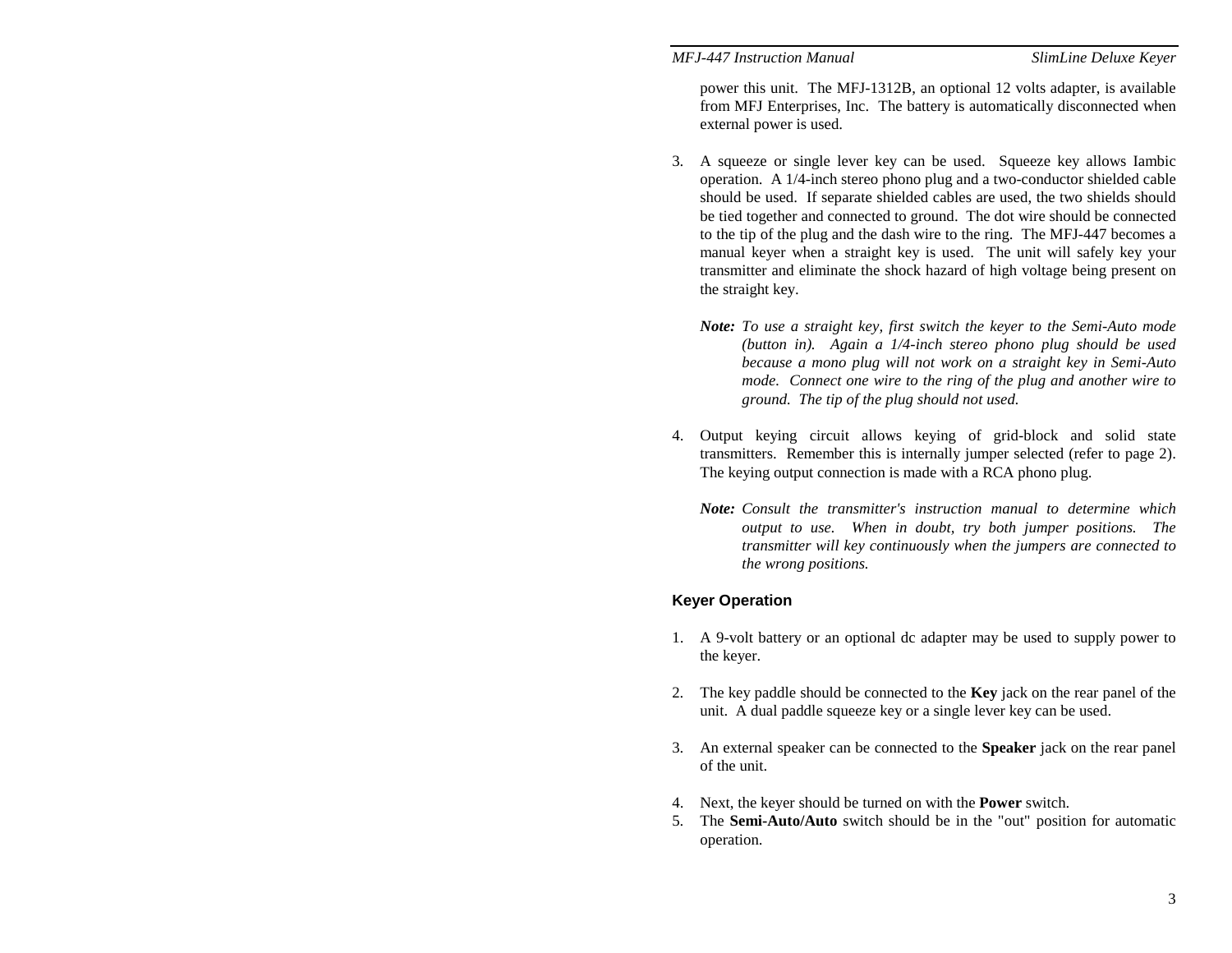power this unit. The MFJ-1312B, an optional 12 volts adapter, is available from MFJ Enterprises, Inc. The battery is automatically disconnected when external power is used.

3. A squeeze or single lever key can be used. Squeeze key allows Iambic operation. A 1/4-inch stereo phono plug and a two-conductor shielded cable should be used. If separate shielded cables are used, the two shields should be tied together and connected to ground. The dot wire should be connected to the tip of the plug and the dash wire to the ring. The MFJ-447 becomes a manual keyer when a straight key is used. The unit will safely key your transmitter and eliminate the shock hazard of high voltage being present on the straight key.

   ***Note:*** *To use a straight key, first switch the keyer to the Semi-Auto mode (button in). Again a 1/4-inch stereo phono plug should be used because a mono plug will not work on a straight key in Semi-Auto mode. Connect one wire to the ring of the plug and another wire to ground. The tip of the plug should not used.*

4. Output keying circuit allows keying of grid-block and solid state transmitters. Remember this is internally jumper selected (refer to page 2). The keying output connection is made with a RCA phono plug.

   ***Note:*** *Consult the transmitter's instruction manual to determine which output to use. When in doubt, try both jumper positions. The transmitter will key continuously when the jumpers are connected to the wrong positions.*

## Keyer Operation

1. A 9-volt battery or an optional dc adapter may be used to supply power to the keyer.

2. The key paddle should be connected to the **Key** jack on the rear panel of the unit. A dual paddle squeeze key or a single lever key can be used.

3. An external speaker can be connected to the **Speaker** jack on the rear panel of the unit.

4. Next, the keyer should be turned on with the **Power** switch.
5. The **Semi-Auto/Auto** switch should be in the "out" position for automatic operation.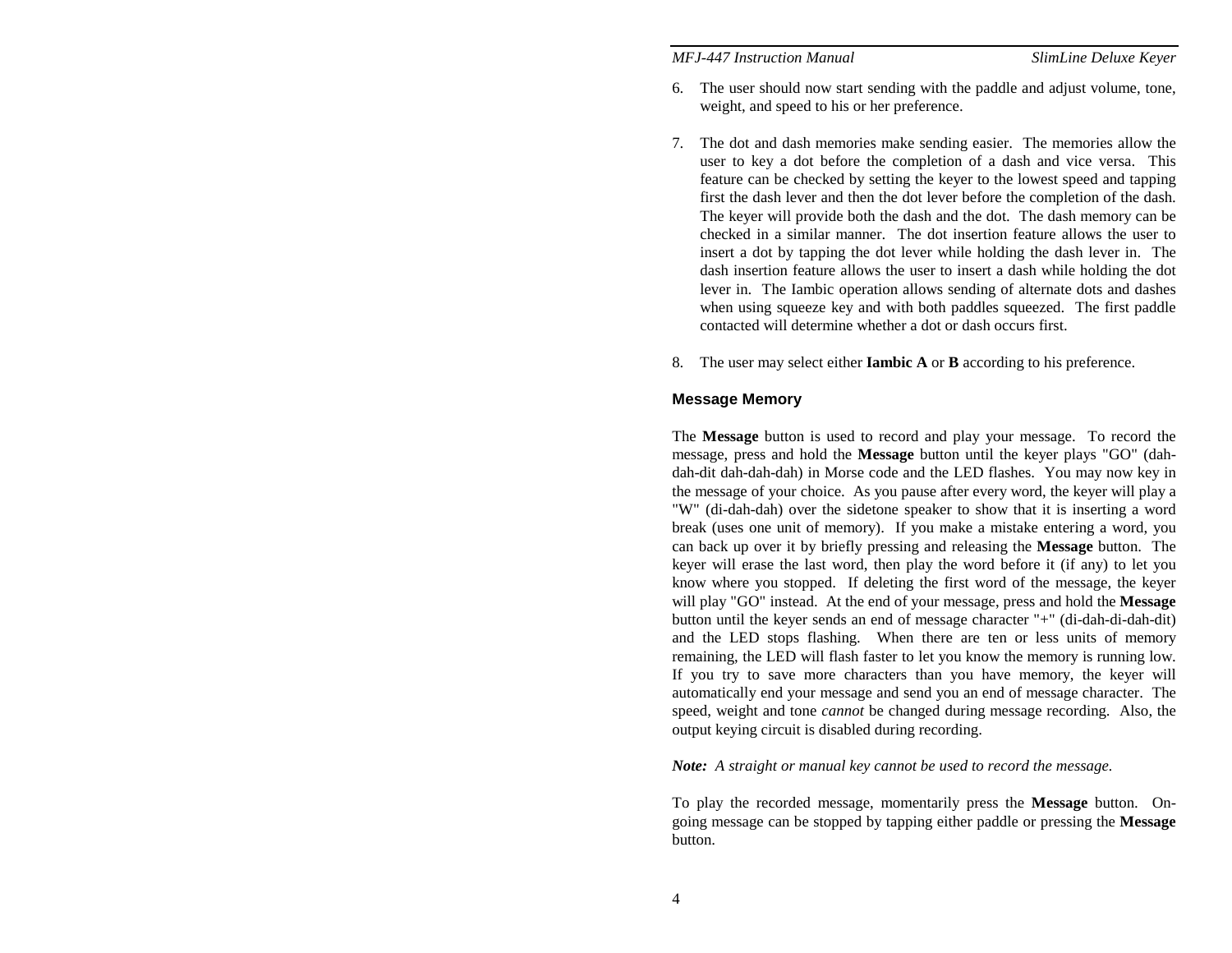6. The user should now start sending with the paddle and adjust volume, tone, weight, and speed to his or her preference.

7. The dot and dash memories make sending easier. The memories allow the user to key a dot before the completion of a dash and vice versa. This feature can be checked by setting the keyer to the lowest speed and tapping first the dash lever and then the dot lever before the completion of the dash. The keyer will provide both the dash and the dot. The dash memory can be checked in a similar manner. The dot insertion feature allows the user to insert a dot by tapping the dot lever while holding the dash lever in. The dash insertion feature allows the user to insert a dash while holding the dot lever in. The Iambic operation allows sending of alternate dots and dashes when using squeeze key and with both paddles squeezed. The first paddle contacted will determine whether a dot or dash occurs first.

8. The user may select either **Iambic A** or **B** according to his preference.

### Message Memory

The **Message** button is used to record and play your message. To record the message, press and hold the **Message** button until the keyer plays "GO" (dah-dah-dit dah-dah-dah) in Morse code and the LED flashes. You may now key in the message of your choice. As you pause after every word, the keyer will play a "W" (di-dah-dah) over the sidetone speaker to show that it is inserting a word break (uses one unit of memory). If you make a mistake entering a word, you can back up over it by briefly pressing and releasing the **Message** button. The keyer will erase the last word, then play the word before it (if any) to let you know where you stopped. If deleting the first word of the message, the keyer will play "GO" instead. At the end of your message, press and hold the **Message** button until the keyer sends an end of message character "+" (di-dah-di-dah-dit) and the LED stops flashing. When there are ten or less units of memory remaining, the LED will flash faster to let you know the memory is running low. If you try to save more characters than you have memory, the keyer will automatically end your message and send you an end of message character. The speed, weight and tone *cannot* be changed during message recording. Also, the output keying circuit is disabled during recording.

***Note:** A straight or manual key cannot be used to record the message.*

To play the recorded message, momentarily press the **Message** button. On-going message can be stopped by tapping either paddle or pressing the **Message** button.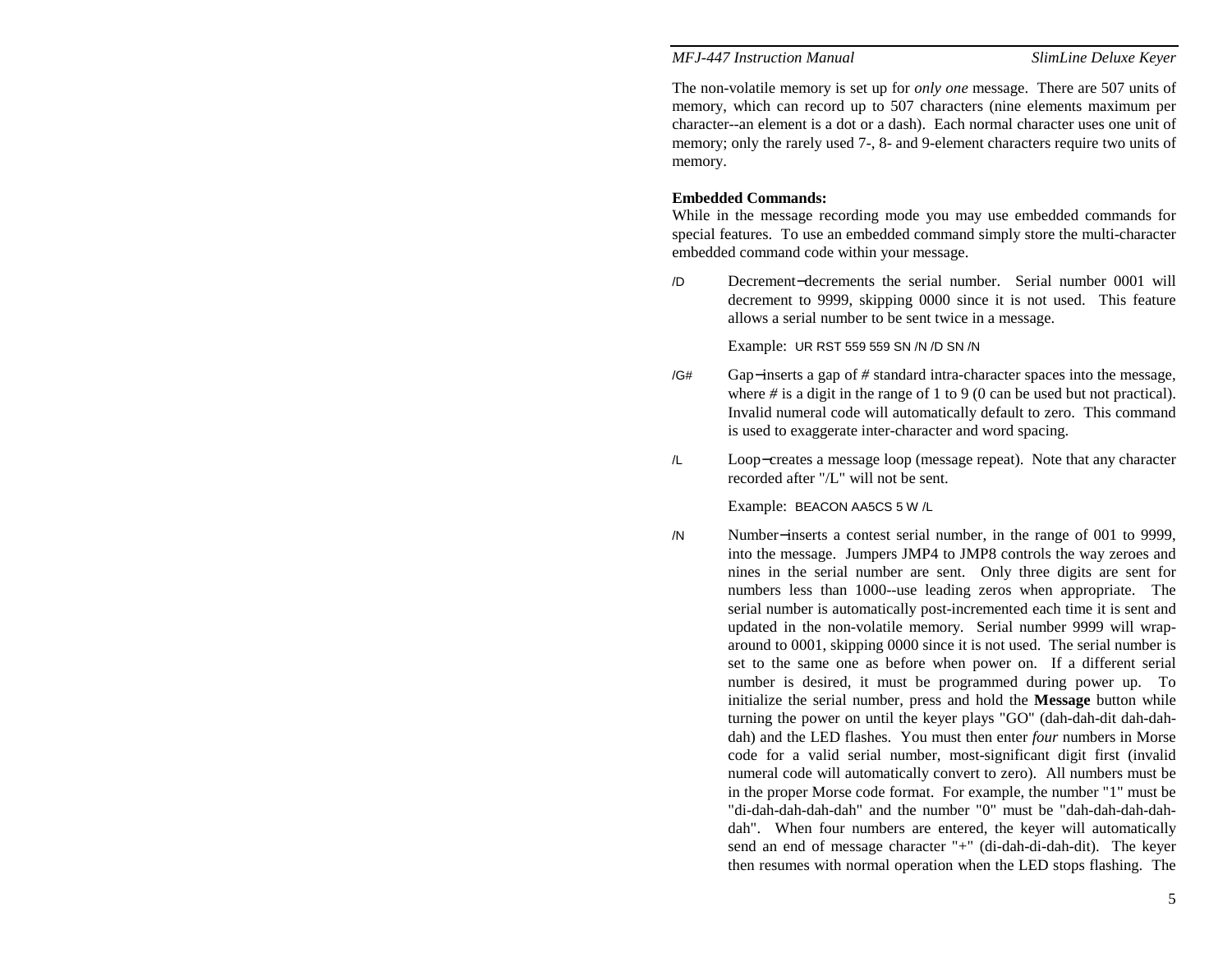The non-volatile memory is set up for *only one* message. There are 507 units of memory, which can record up to 507 characters (nine elements maximum per character--an element is a dot or a dash). Each normal character uses one unit of memory; only the rarely used 7-, 8- and 9-element characters require two units of memory.

**Embedded Commands:**

While in the message recording mode you may use embedded commands for special features. To use an embedded command simply store the multi-character embedded command code within your message.

/D Decrement−decrements the serial number. Serial number 0001 will decrement to 9999, skipping 0000 since it is not used. This feature allows a serial number to be sent twice in a message.

Example: UR RST 559 559 SN /N /D SN /N

/G# Gap−inserts a gap of # standard intra-character spaces into the message, where # is a digit in the range of 1 to 9 (0 can be used but not practical). Invalid numeral code will automatically default to zero. This command is used to exaggerate inter-character and word spacing.

/L Loop−creates a message loop (message repeat). Note that any character recorded after "/L" will not be sent.

Example: BEACON AA5CS 5 W /L

/N Number−inserts a contest serial number, in the range of 001 to 9999, into the message. Jumpers JMP4 to JMP8 controls the way zeroes and nines in the serial number are sent. Only three digits are sent for numbers less than 1000--use leading zeros when appropriate. The serial number is automatically post-incremented each time it is sent and updated in the non-volatile memory. Serial number 9999 will wrap-around to 0001, skipping 0000 since it is not used. The serial number is set to the same one as before when power on. If a different serial number is desired, it must be programmed during power up. To initialize the serial number, press and hold the **Message** button while turning the power on until the keyer plays "GO" (dah-dah-dit dah-dah-dah) and the LED flashes. You must then enter *four* numbers in Morse code for a valid serial number, most-significant digit first (invalid numeral code will automatically convert to zero). All numbers must be in the proper Morse code format. For example, the number "1" must be "di-dah-dah-dah-dah" and the number "0" must be "dah-dah-dah-dah-dah". When four numbers are entered, the keyer will automatically send an end of message character "+" (di-dah-di-dah-dit). The keyer then resumes with normal operation when the LED stops flashing. The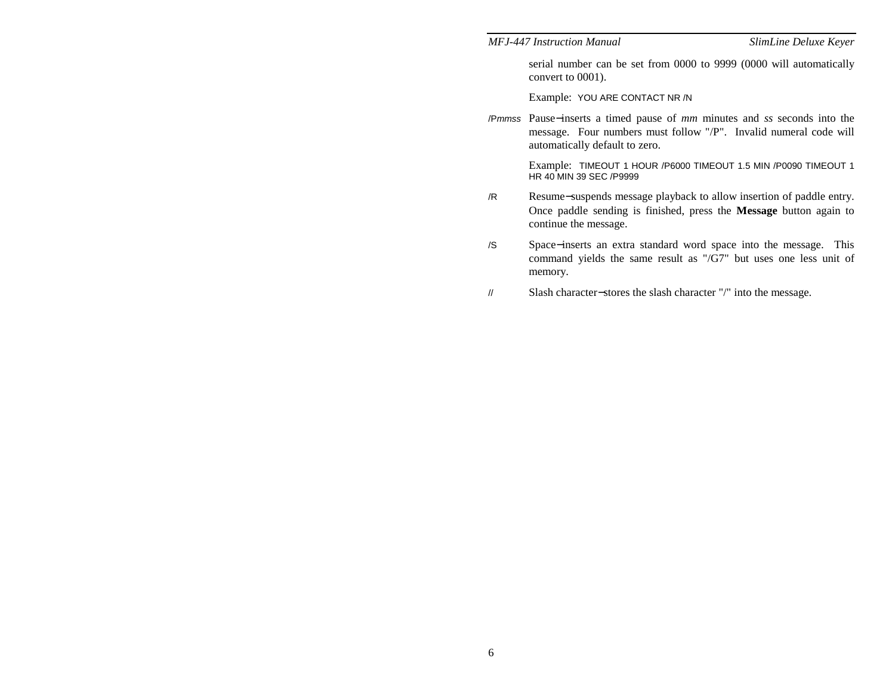serial number can be set from 0000 to 9999 (0000 will automatically convert to 0001).

Example: YOU ARE CONTACT NR /N

/P*mmss* Pause−inserts a timed pause of *mm* minutes and *ss* seconds into the message. Four numbers must follow "/P". Invalid numeral code will automatically default to zero.

Example: TIMEOUT 1 HOUR /P6000 TIMEOUT 1.5 MIN /P0090 TIMEOUT 1 HR 40 MIN 39 SEC /P9999

/R Resume−suspends message playback to allow insertion of paddle entry. Once paddle sending is finished, press the **Message** button again to continue the message.

/S Space−inserts an extra standard word space into the message. This command yields the same result as "/G7" but uses one less unit of memory.

// Slash character−stores the slash character "/" into the message.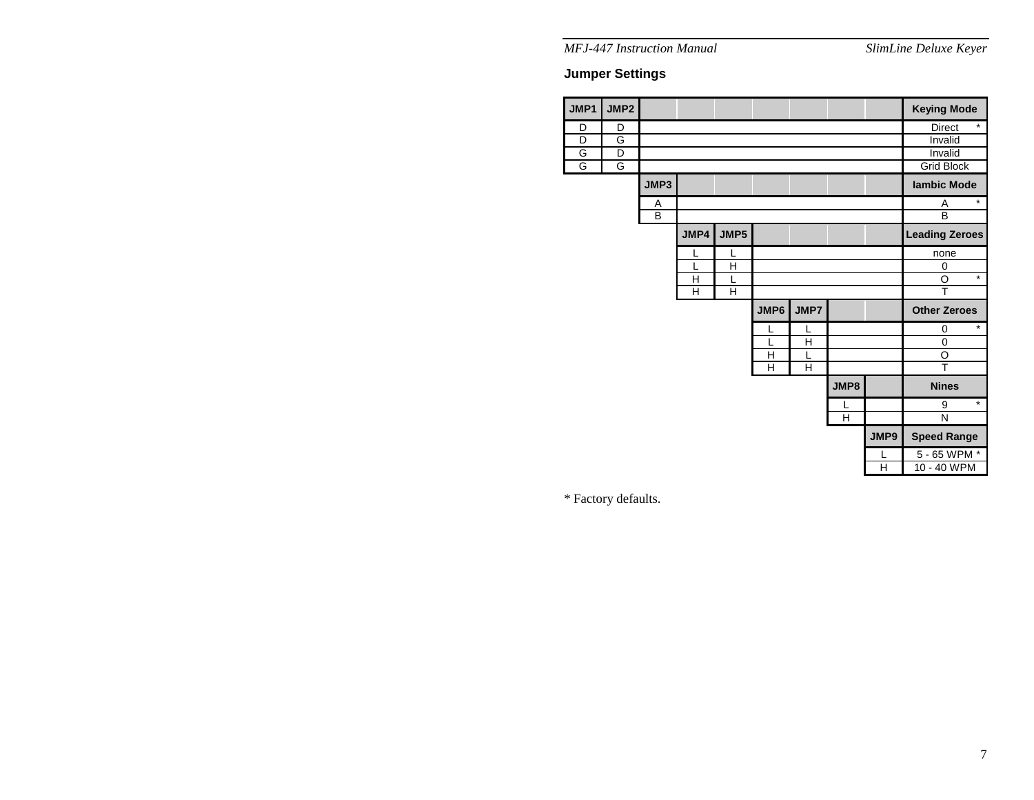## Jumper Settings

| JMP1 | JMP2 | | | | | | | | Keying Mode |
|---|---|---|---|---|---|---|---|---|---|
| D | D | | | | | | | | Direct * |
| D | G | | | | | | | | Invalid |
| G | D | | | | | | | | Invalid |
| G | G | | | | | | | | Grid Block |
| | | JMP3 | | | | | | | Iambic Mode |
| | | A | | | | | | | A * |
| | | B | | | | | | | B |
| | | | JMP4 | JMP5 | | | | | Leading Zeroes |
| | | | L | L | | | | | none |
| | | | L | H | | | | | 0 |
| | | | H | L | | | | | O * |
| | | | H | H | | | | | T |
| | | | | | JMP6 | JMP7 | | | Other Zeroes |
| | | | | | L | L | | | 0 * |
| | | | | | L | H | | | 0 |
| | | | | | H | L | | | O |
| | | | | | H | H | | | T |
| | | | | | | | JMP8 | | Nines |
| | | | | | | | L | | 9 * |
| | | | | | | | H | | N |
| | | | | | | | | JMP9 | Speed Range |
| | | | | | | | | L | 5 - 65 WPM * |
| | | | | | | | | H | 10 - 40 WPM |

* Factory defaults.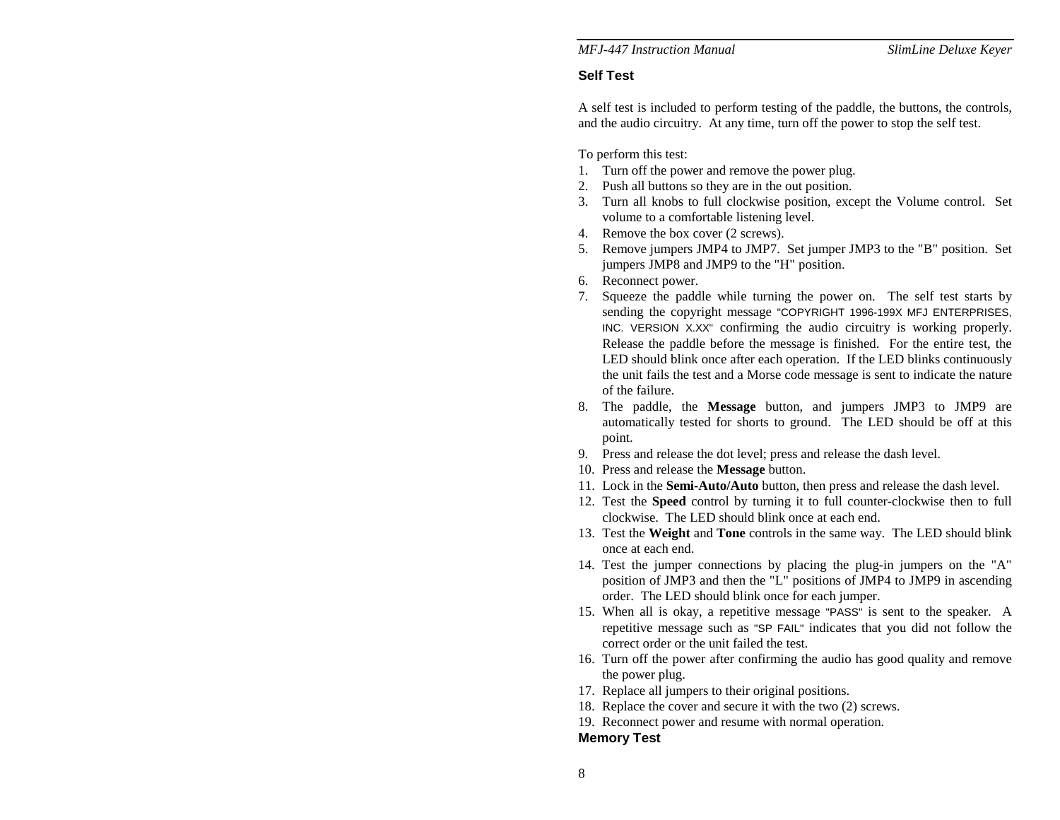## Self Test

A self test is included to perform testing of the paddle, the buttons, the controls, and the audio circuitry. At any time, turn off the power to stop the self test.

To perform this test:

1. Turn off the power and remove the power plug.
2. Push all buttons so they are in the out position.
3. Turn all knobs to full clockwise position, except the Volume control. Set volume to a comfortable listening level.
4. Remove the box cover (2 screws).
5. Remove jumpers JMP4 to JMP7. Set jumper JMP3 to the "B" position. Set jumpers JMP8 and JMP9 to the "H" position.
6. Reconnect power.
7. Squeeze the paddle while turning the power on. The self test starts by sending the copyright message "COPYRIGHT 1996-199X MFJ ENTERPRISES, INC. VERSION X.XX" confirming the audio circuitry is working properly. Release the paddle before the message is finished. For the entire test, the LED should blink once after each operation. If the LED blinks continuously the unit fails the test and a Morse code message is sent to indicate the nature of the failure.
8. The paddle, the **Message** button, and jumpers JMP3 to JMP9 are automatically tested for shorts to ground. The LED should be off at this point.
9. Press and release the dot level; press and release the dash level.
10. Press and release the **Message** button.
11. Lock in the **Semi-Auto/Auto** button, then press and release the dash level.
12. Test the **Speed** control by turning it to full counter-clockwise then to full clockwise. The LED should blink once at each end.
13. Test the **Weight** and **Tone** controls in the same way. The LED should blink once at each end.
14. Test the jumper connections by placing the plug-in jumpers on the "A" position of JMP3 and then the "L" positions of JMP4 to JMP9 in ascending order. The LED should blink once for each jumper.
15. When all is okay, a repetitive message "PASS" is sent to the speaker. A repetitive message such as "SP FAIL" indicates that you did not follow the correct order or the unit failed the test.
16. Turn off the power after confirming the audio has good quality and remove the power plug.
17. Replace all jumpers to their original positions.
18. Replace the cover and secure it with the two (2) screws.
19. Reconnect power and resume with normal operation.

## Memory Test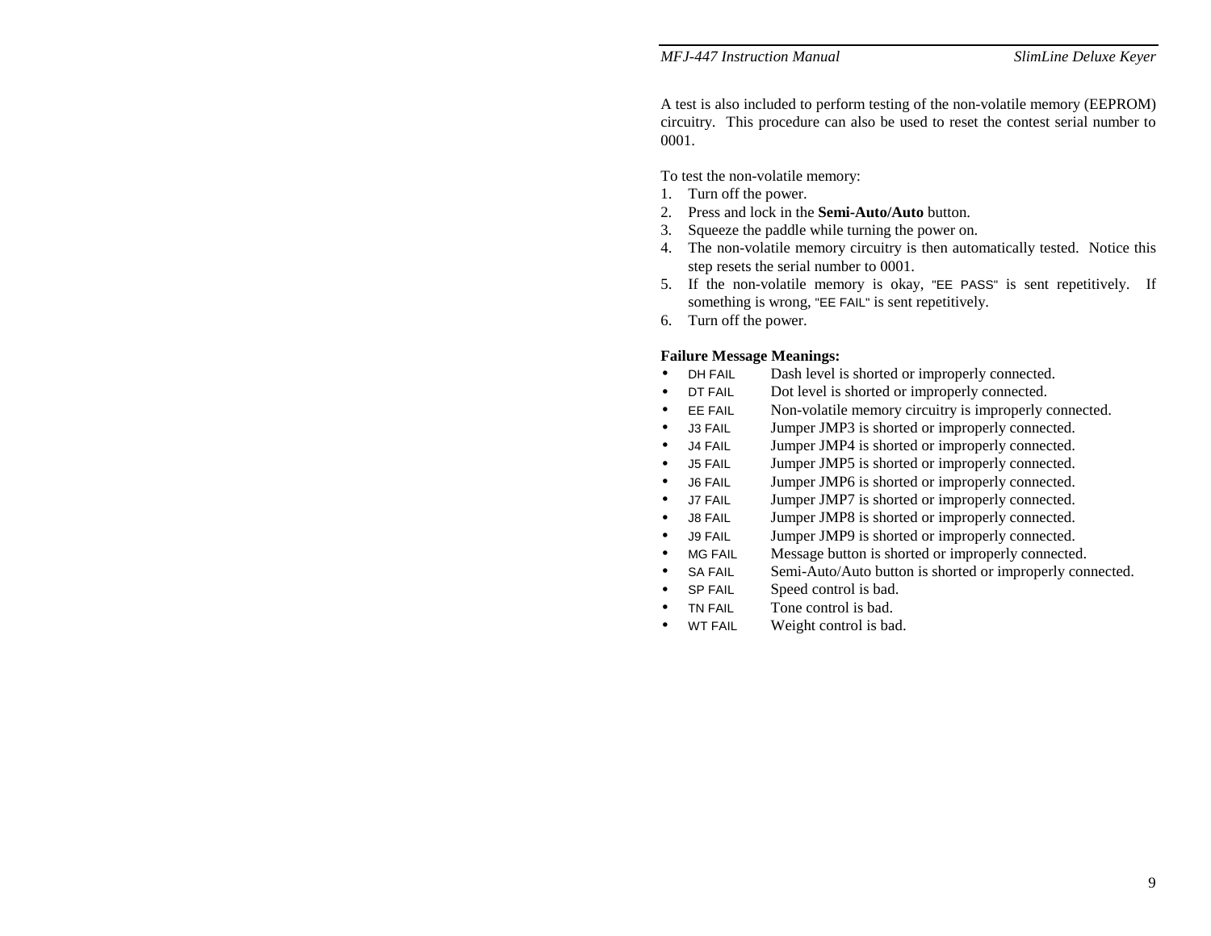A test is also included to perform testing of the non-volatile memory (EEPROM) circuitry. This procedure can also be used to reset the contest serial number to 0001.

To test the non-volatile memory:

1. Turn off the power.
2. Press and lock in the **Semi-Auto/Auto** button.
3. Squeeze the paddle while turning the power on.
4. The non-volatile memory circuitry is then automatically tested. Notice this step resets the serial number to 0001.
5. If the non-volatile memory is okay, "EE PASS" is sent repetitively. If something is wrong, "EE FAIL" is sent repetitively.
6. Turn off the power.

**Failure Message Meanings:**

- DH FAIL Dash level is shorted or improperly connected.
- DT FAIL Dot level is shorted or improperly connected.
- EE FAIL Non-volatile memory circuitry is improperly connected.
- J3 FAIL Jumper JMP3 is shorted or improperly connected.
- J4 FAIL Jumper JMP4 is shorted or improperly connected.
- J5 FAIL Jumper JMP5 is shorted or improperly connected.
- J6 FAIL Jumper JMP6 is shorted or improperly connected.
- J7 FAIL Jumper JMP7 is shorted or improperly connected.
- J8 FAIL Jumper JMP8 is shorted or improperly connected.
- J9 FAIL Jumper JMP9 is shorted or improperly connected.
- MG FAIL Message button is shorted or improperly connected.
- SA FAIL Semi-Auto/Auto button is shorted or improperly connected.
- SP FAIL Speed control is bad.
- TN FAIL Tone control is bad.
- WT FAIL Weight control is bad.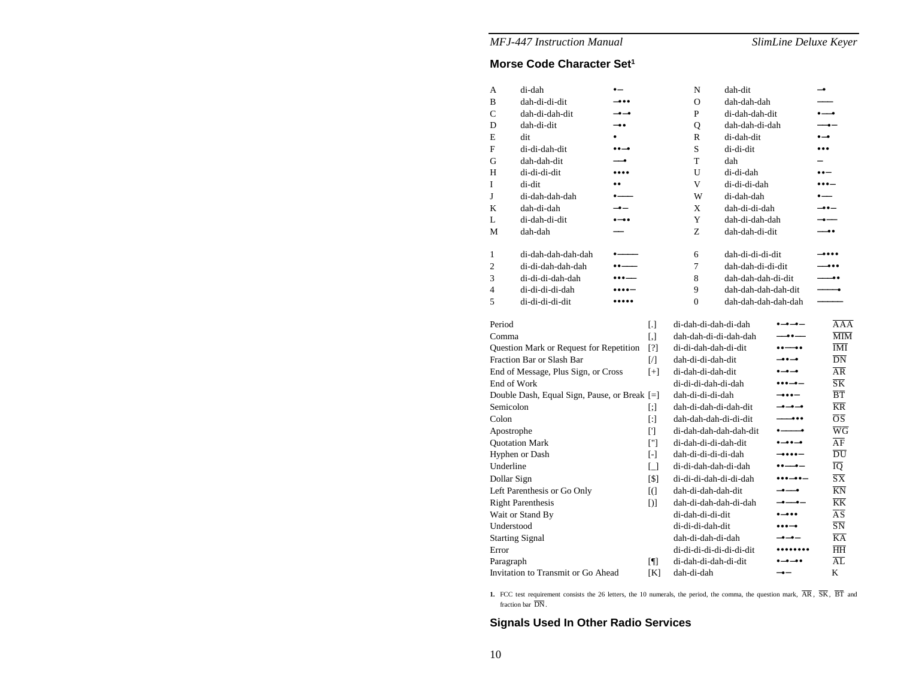## Morse Code Character Set[1]

| | | | | | |
|---|---|---|---|---|---|
| A | di-dah | •– | N | dah-dit | –• |
| B | dah-di-di-dit | –••• | O | dah-dah-dah | ––– |
| C | dah-di-dah-dit | –•–• | P | di-dah-dah-dit | •––• |
| D | dah-di-dit | –•• | Q | dah-dah-di-dah | ––•– |
| E | dit | • | R | di-dah-dit | •–• |
| F | di-di-dah-dit | ••–• | S | di-di-dit | ••• |
| G | dah-dah-dit | ––• | T | dah | – |
| H | di-di-di-dit | •••• | U | di-di-dah | ••– |
| I | di-dit | •• | V | di-di-di-dah | •••– |
| J | di-dah-dah-dah | •––– | W | di-dah-dah | •–– |
| K | dah-di-dah | –•– | X | dah-di-di-dah | –••– |
| L | di-dah-di-dit | •–•• | Y | dah-di-dah-dah | –•–– |
| M | dah-dah | –– | Z | dah-dah-di-dit | ––•• |

| | | | | | |
|---|---|---|---|---|---|
| 1 | di-dah-dah-dah-dah | •–––– | 6 | dah-di-di-di-dit | –•••• |
| 2 | di-di-dah-dah-dah | ••––– | 7 | dah-dah-di-di-dit | ––••• |
| 3 | di-di-di-dah-dah | •••–– | 8 | dah-dah-dah-di-dit | –––•• |
| 4 | di-di-di-di-dah | ••••– | 9 | dah-dah-dah-dah-dit | ––––• |
| 5 | di-di-di-di-dit | ••••• | 0 | dah-dah-dah-dah-dah | ––––– |

| | | | | |
|---|---|---|---|---|
| Period | [.] | di-dah-di-dah-di-dah | •–•–•– | $\overline{AAA}$ |
| Comma | [,] | dah-dah-di-di-dah-dah | ––••–– | $\overline{MIM}$ |
| Question Mark or Request for Repetition | [?] | di-di-dah-dah-di-dit | ••––•• | $\overline{IMI}$ |
| Fraction Bar or Slash Bar | [/] | dah-di-di-dah-dit | –••–• | $\overline{DN}$ |
| End of Message, Plus Sign, or Cross | [+] | di-dah-di-dah-dit | •–•–• | $\overline{AR}$ |
| End of Work | | di-di-di-dah-di-dah | •••–•– | $\overline{SK}$ |
| Double Dash, Equal Sign, Pause, or Break | [=] | dah-di-di-di-dah | –•••– | $\overline{BT}$ |
| Semicolon | [;] | dah-di-dah-di-dah-dit | –•–•–• | $\overline{KR}$ |
| Colon | [:] | dah-dah-dah-di-di-dit | –––••• | $\overline{OS}$ |
| Apostrophe | ['] | di-dah-dah-dah-dah-dit | •––––• | $\overline{WG}$ |
| Quotation Mark | ["] | di-dah-di-di-dah-dit | •–••–• | $\overline{AF}$ |
| Hyphen or Dash | [-] | dah-di-di-di-di-dah | –••••– | $\overline{DU}$ |
| Underline | [_] | di-di-dah-dah-di-dah | ••––•– | $\overline{IQ}$ |
| Dollar Sign | [$] | di-di-di-dah-di-di-dah | •••–••– | $\overline{SX}$ |
| Left Parenthesis or Go Only | [(] | dah-di-dah-dah-dit | –•––• | $\overline{KN}$ |
| Right Parenthesis | [)] | dah-di-dah-dah-di-dah | –•––•– | $\overline{KK}$ |
| Wait or Stand By | | di-dah-di-di-dit | •–••• | $\overline{AS}$ |
| Understood | | di-di-di-dah-dit | •••–• | $\overline{SN}$ |
| Starting Signal | | dah-di-dah-di-dah | –•–•– | $\overline{KA}$ |
| Error | | di-di-di-di-di-di-di-dit | •••••••• | $\overline{HH}$ |
| Paragraph | [¶] | di-dah-di-dah-di-dit | •–•–•• | $\overline{AL}$ |
| Invitation to Transmit or Go Ahead | [K] | dah-di-dah | –•– | K |

1. FCC test requirement consists the 26 letters, the 10 numerals, the period, the comma, the question mark, $\overline{AR}$, $\overline{SK}$, $\overline{BT}$ and fraction bar $\overline{DN}$.

## Signals Used In Other Radio Services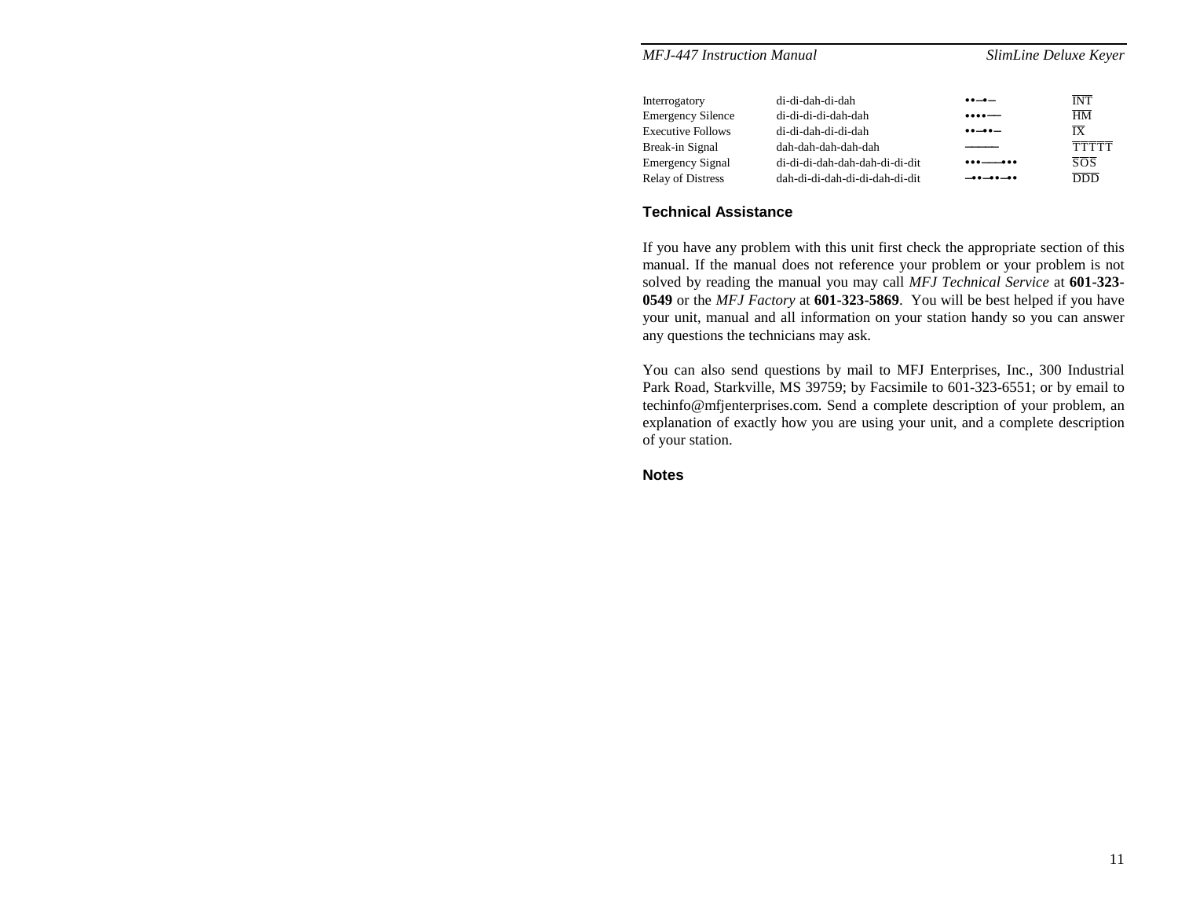| | | | |
|---|---|---|---|
| Interrogatory | di-di-dah-di-dah | ••–•– | $\overline{\text{INT}}$ |
| Emergency Silence | di-di-di-di-dah-dah | ••••–– | $\overline{\text{HM}}$ |
| Executive Follows | di-di-dah-di-di-dah | ••–••– | $\overline{\text{IX}}$ |
| Break-in Signal | dah-dah-dah-dah-dah | ––––– | $\overline{\text{TTTTT}}$ |
| Emergency Signal | di-di-di-dah-dah-dah-di-di-dit | •••–––••• | $\overline{\text{SOS}}$ |
| Relay of Distress | dah-di-di-dah-di-di-dah-di-dit | –••–••–•• | $\overline{\text{DDD}}$ |

## Technical Assistance

If you have any problem with this unit first check the appropriate section of this manual. If the manual does not reference your problem or your problem is not solved by reading the manual you may call *MFJ Technical Service* at **601-323-0549** or the *MFJ Factory* at **601-323-5869**. You will be best helped if you have your unit, manual and all information on your station handy so you can answer any questions the technicians may ask.

You can also send questions by mail to MFJ Enterprises, Inc., 300 Industrial Park Road, Starkville, MS 39759; by Facsimile to 601-323-6551; or by email to techinfo@mfjenterprises.com. Send a complete description of your problem, an explanation of exactly how you are using your unit, and a complete description of your station.

## Notes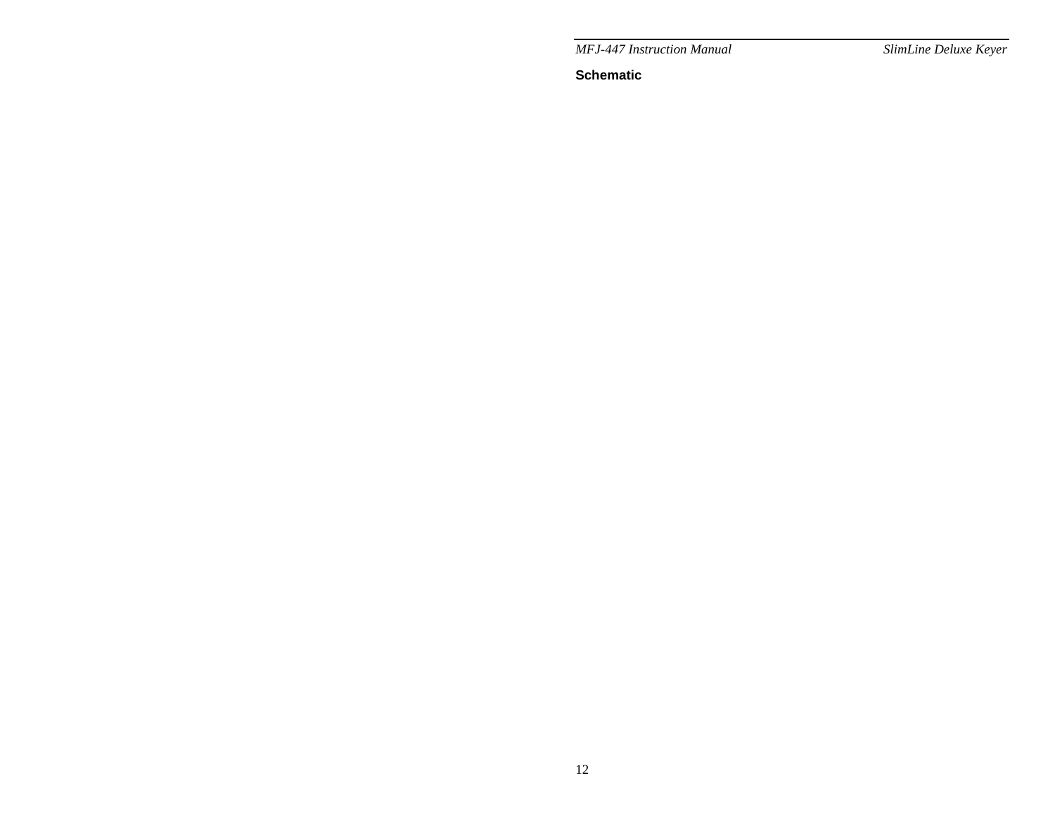**Schematic**